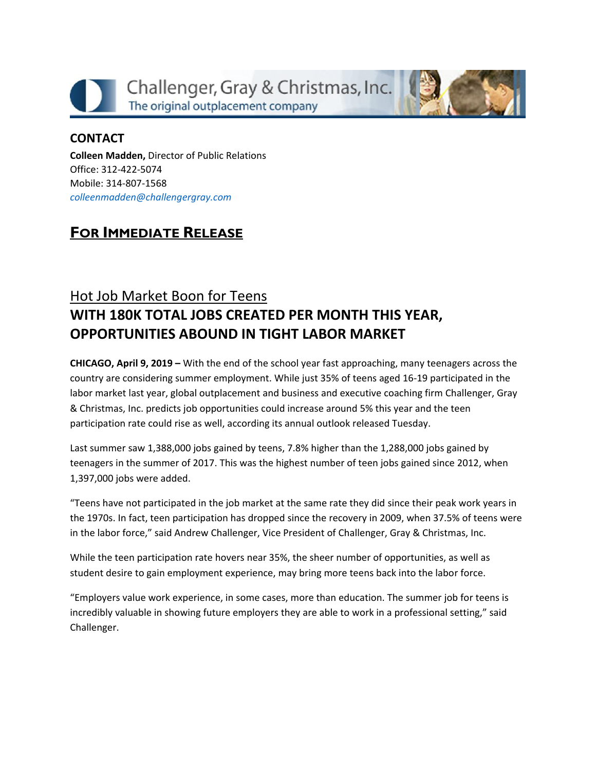Challenger, Gray & Christmas, Inc.
The original outplacement company

**CONTACT**

**Colleen Madden,** Director of Public Relations
Office: 312-422-5074
Mobile: 314-807-1568
*colleenmadden@challengergray.com*

## FOR IMMEDIATE RELEASE

## Hot Job Market Boon for Teens

## WITH 180K TOTAL JOBS CREATED PER MONTH THIS YEAR, OPPORTUNITIES ABOUND IN TIGHT LABOR MARKET

**CHICAGO, April 9, 2019 –** With the end of the school year fast approaching, many teenagers across the country are considering summer employment. While just 35% of teens aged 16-19 participated in the labor market last year, global outplacement and business and executive coaching firm Challenger, Gray & Christmas, Inc. predicts job opportunities could increase around 5% this year and the teen participation rate could rise as well, according its annual outlook released Tuesday.

Last summer saw 1,388,000 jobs gained by teens, 7.8% higher than the 1,288,000 jobs gained by teenagers in the summer of 2017. This was the highest number of teen jobs gained since 2012, when 1,397,000 jobs were added.

"Teens have not participated in the job market at the same rate they did since their peak work years in the 1970s. In fact, teen participation has dropped since the recovery in 2009, when 37.5% of teens were in the labor force," said Andrew Challenger, Vice President of Challenger, Gray & Christmas, Inc.

While the teen participation rate hovers near 35%, the sheer number of opportunities, as well as student desire to gain employment experience, may bring more teens back into the labor force.

"Employers value work experience, in some cases, more than education. The summer job for teens is incredibly valuable in showing future employers they are able to work in a professional setting," said Challenger.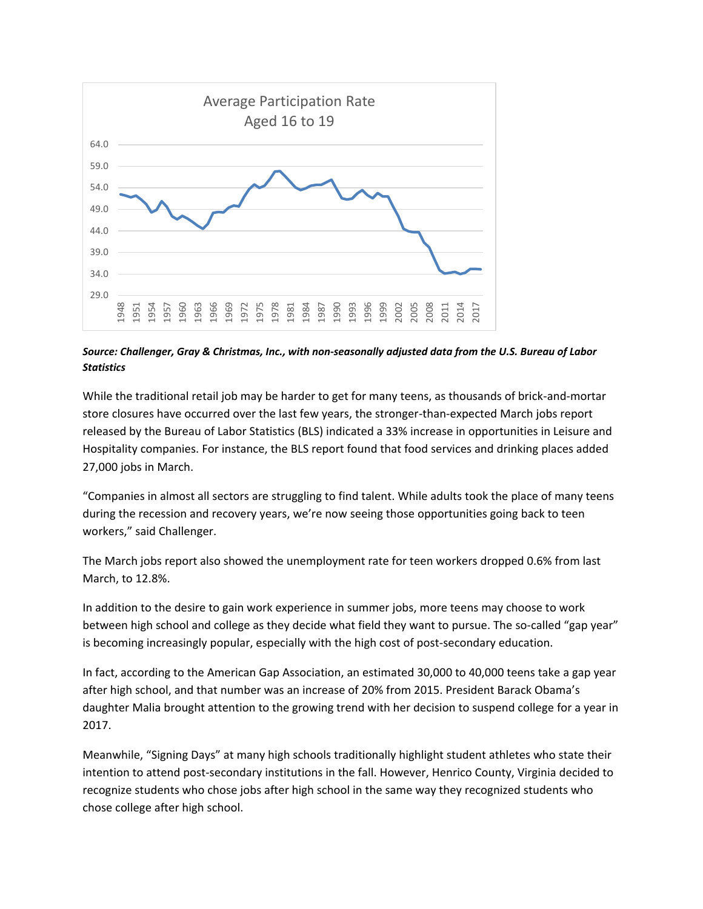Average Participation Rate
Aged 16 to 19

***Source: Challenger, Gray & Christmas, Inc., with non-seasonally adjusted data from the U.S. Bureau of Labor Statistics***

While the traditional retail job may be harder to get for many teens, as thousands of brick-and-mortar store closures have occurred over the last few years, the stronger-than-expected March jobs report released by the Bureau of Labor Statistics (BLS) indicated a 33% increase in opportunities in Leisure and Hospitality companies. For instance, the BLS report found that food services and drinking places added 27,000 jobs in March.

"Companies in almost all sectors are struggling to find talent. While adults took the place of many teens during the recession and recovery years, we're now seeing those opportunities going back to teen workers," said Challenger.

The March jobs report also showed the unemployment rate for teen workers dropped 0.6% from last March, to 12.8%.

In addition to the desire to gain work experience in summer jobs, more teens may choose to work between high school and college as they decide what field they want to pursue. The so-called "gap year" is becoming increasingly popular, especially with the high cost of post-secondary education.

In fact, according to the American Gap Association, an estimated 30,000 to 40,000 teens take a gap year after high school, and that number was an increase of 20% from 2015. President Barack Obama's daughter Malia brought attention to the growing trend with her decision to suspend college for a year in 2017.

Meanwhile, "Signing Days" at many high schools traditionally highlight student athletes who state their intention to attend post-secondary institutions in the fall. However, Henrico County, Virginia decided to recognize students who chose jobs after high school in the same way they recognized students who chose college after high school.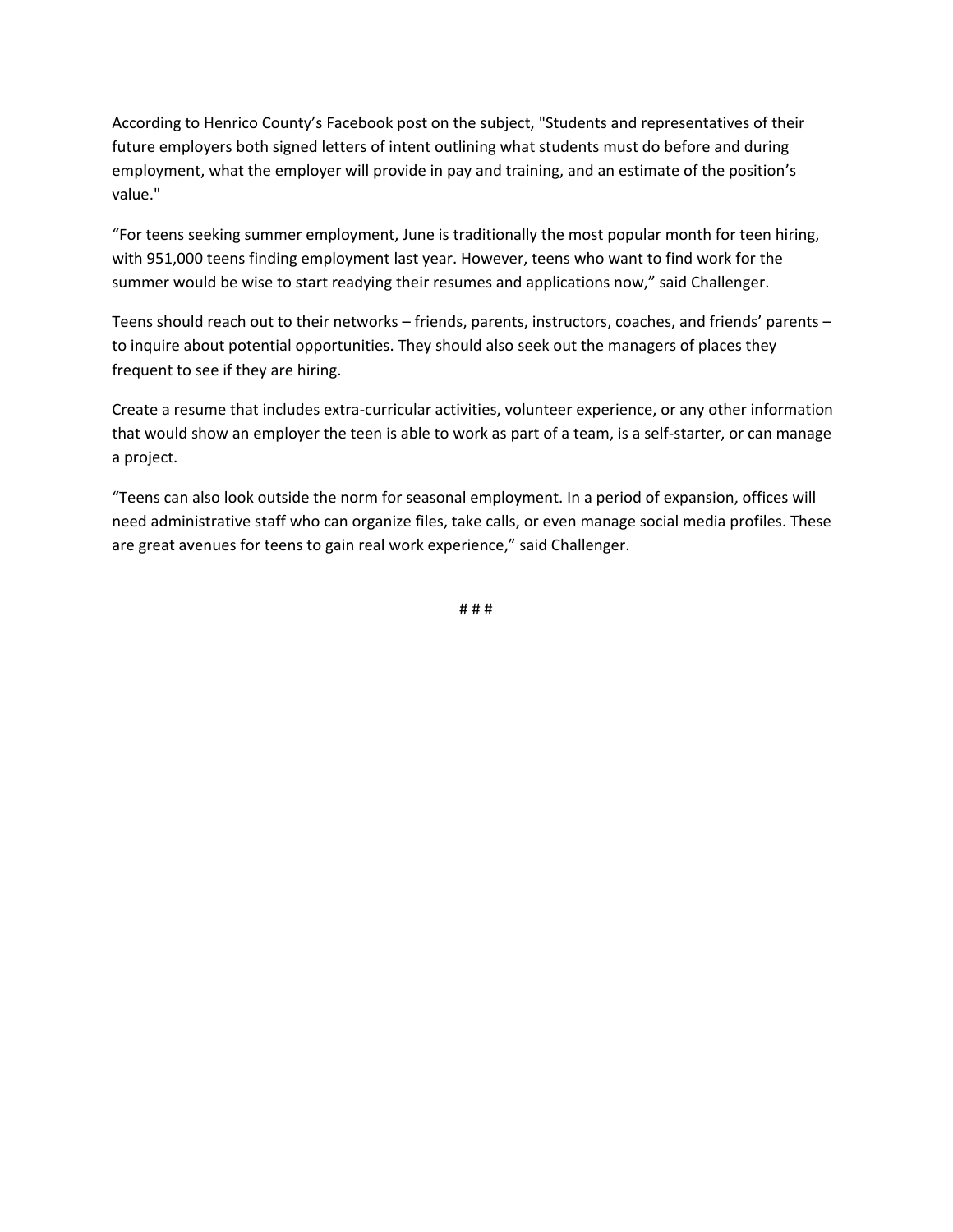According to Henrico County's Facebook post on the subject, "Students and representatives of their future employers both signed letters of intent outlining what students must do before and during employment, what the employer will provide in pay and training, and an estimate of the position's value."

"For teens seeking summer employment, June is traditionally the most popular month for teen hiring, with 951,000 teens finding employment last year. However, teens who want to find work for the summer would be wise to start readying their resumes and applications now," said Challenger.

Teens should reach out to their networks – friends, parents, instructors, coaches, and friends' parents – to inquire about potential opportunities. They should also seek out the managers of places they frequent to see if they are hiring.

Create a resume that includes extra-curricular activities, volunteer experience, or any other information that would show an employer the teen is able to work as part of a team, is a self-starter, or can manage a project.

"Teens can also look outside the norm for seasonal employment. In a period of expansion, offices will need administrative staff who can organize files, take calls, or even manage social media profiles. These are great avenues for teens to gain real work experience," said Challenger.

# # #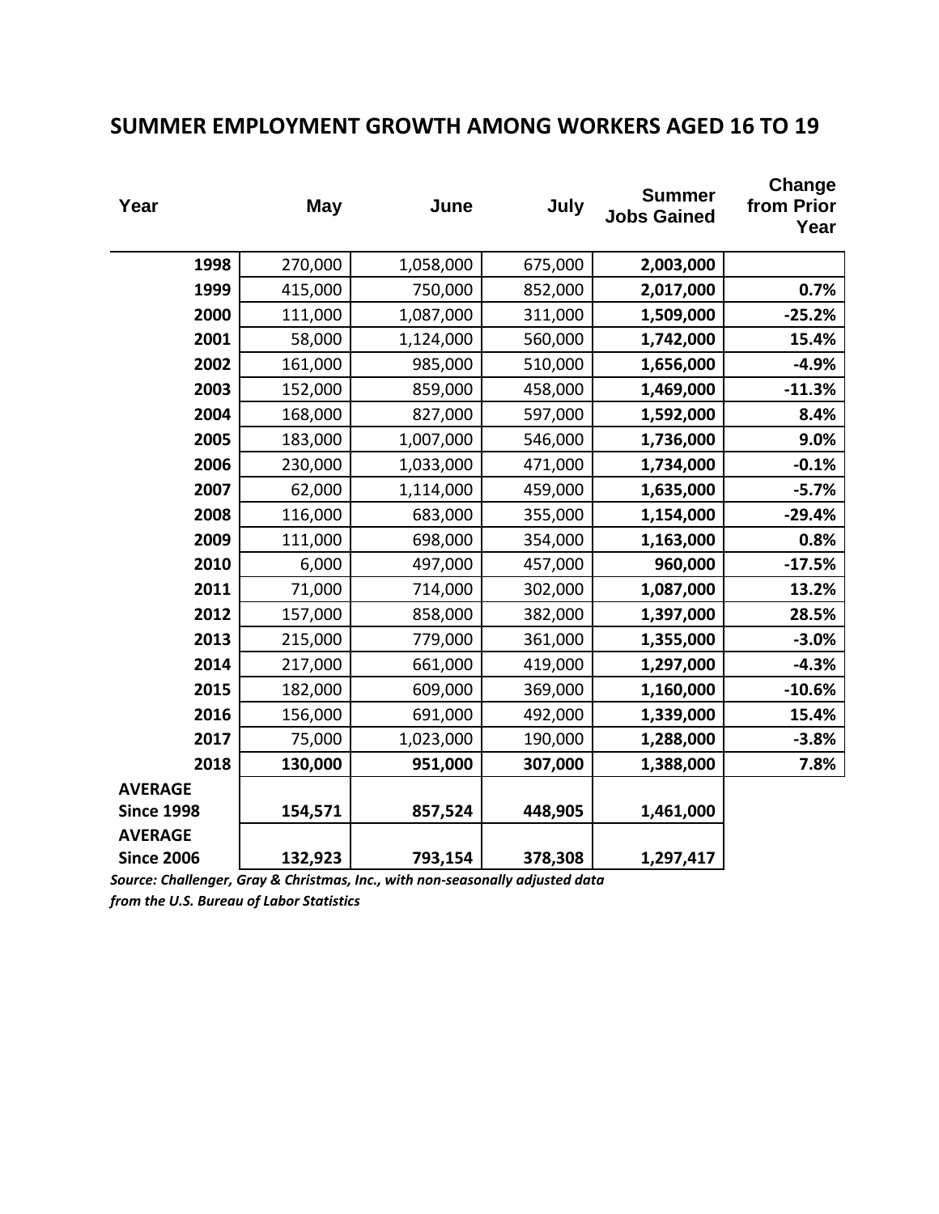## SUMMER EMPLOYMENT GROWTH AMONG WORKERS AGED 16 TO 19

| Year | May | June | July | Summer Jobs Gained | Change from Prior Year |
|---|---|---|---|---|---|
| **1998** | 270,000 | 1,058,000 | 675,000 | **2,003,000** | |
| **1999** | 415,000 | 750,000 | 852,000 | **2,017,000** | **0.7%** |
| **2000** | 111,000 | 1,087,000 | 311,000 | **1,509,000** | **-25.2%** |
| **2001** | 58,000 | 1,124,000 | 560,000 | **1,742,000** | **15.4%** |
| **2002** | 161,000 | 985,000 | 510,000 | **1,656,000** | **-4.9%** |
| **2003** | 152,000 | 859,000 | 458,000 | **1,469,000** | **-11.3%** |
| **2004** | 168,000 | 827,000 | 597,000 | **1,592,000** | **8.4%** |
| **2005** | 183,000 | 1,007,000 | 546,000 | **1,736,000** | **9.0%** |
| **2006** | 230,000 | 1,033,000 | 471,000 | **1,734,000** | **-0.1%** |
| **2007** | 62,000 | 1,114,000 | 459,000 | **1,635,000** | **-5.7%** |
| **2008** | 116,000 | 683,000 | 355,000 | **1,154,000** | **-29.4%** |
| **2009** | 111,000 | 698,000 | 354,000 | **1,163,000** | **0.8%** |
| **2010** | 6,000 | 497,000 | 457,000 | **960,000** | **-17.5%** |
| **2011** | 71,000 | 714,000 | 302,000 | **1,087,000** | **13.2%** |
| **2012** | 157,000 | 858,000 | 382,000 | **1,397,000** | **28.5%** |
| **2013** | 215,000 | 779,000 | 361,000 | **1,355,000** | **-3.0%** |
| **2014** | 217,000 | 661,000 | 419,000 | **1,297,000** | **-4.3%** |
| **2015** | 182,000 | 609,000 | 369,000 | **1,160,000** | **-10.6%** |
| **2016** | 156,000 | 691,000 | 492,000 | **1,339,000** | **15.4%** |
| **2017** | 75,000 | 1,023,000 | 190,000 | **1,288,000** | **-3.8%** |
| **2018** | **130,000** | **951,000** | **307,000** | **1,388,000** | **7.8%** |
| **AVERAGE Since 1998** | **154,571** | **857,524** | **448,905** | **1,461,000** | |
| **AVERAGE Since 2006** | **132,923** | **793,154** | **378,308** | **1,297,417** | |

***Source: Challenger, Gray & Christmas, Inc., with non-seasonally adjusted data from the U.S. Bureau of Labor Statistics***